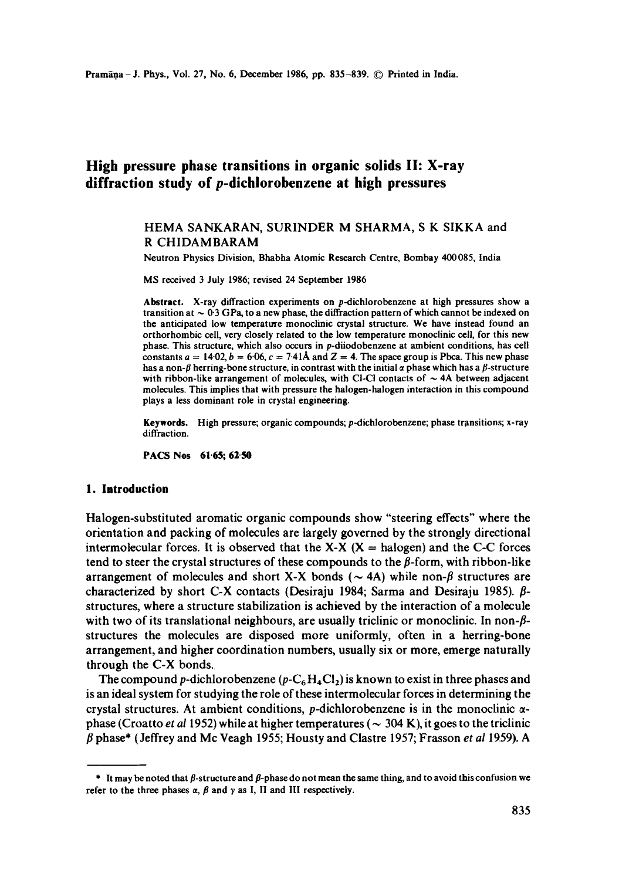# High pressure phase transitions in organic solids II: X-ray diffraction study of *p*-dichlorobenzene at high pressures

HEMA SANKARAN, SURINDER M SHARMA, S K SIKKA and R CHIDAMBARAM

Neutron Physics Division, Bhabha Atomic Research Centre, Bombay 400085, India

MS received 3 July 1986; revised 24 September 1986

**Abstract.** X-ray diffraction experiments on *p*-dichlorobenzene at high pressures show a transition at ~ 0·3 GPa, to a new phase, the diffraction pattern of which cannot be indexed on the anticipated low temperature monoclinic crystal structure. We have instead found an orthorhombic cell, very closely related to the low temperature monoclinic cell, for this new phase. This structure, which also occurs in *p*-diiodobenzene at ambient conditions, has cell constants $a = 14{\cdot}02$, $b = 6{\cdot}06$, $c = 7{\cdot}41$Å and $Z = 4$. The space group is Pbca. This new phase has a non-$\beta$ herring-bone structure, in contrast with the initial $\alpha$ phase which has a $\beta$-structure with ribbon-like arrangement of molecules, with Cl-Cl contacts of ~ 4A between adjacent molecules. This implies that with pressure the halogen-halogen interaction in this compound plays a less dominant role in crystal engineering.

**Keywords.** High pressure; organic compounds; *p*-dichlorobenzene; phase transitions; x-ray diffraction.

**PACS Nos 61·65; 62·50**

## 1. Introduction

Halogen-substituted aromatic organic compounds show "steering effects" where the orientation and packing of molecules are largely governed by the strongly directional intermolecular forces. It is observed that the X-X (X = halogen) and the C-C forces tend to steer the crystal structures of these compounds to the $\beta$-form, with ribbon-like arrangement of molecules and short X-X bonds (~ 4A) while non-$\beta$ structures are characterized by short C-X contacts (Desiraju 1984; Sarma and Desiraju 1985). $\beta$-structures, where a structure stabilization is achieved by the interaction of a molecule with two of its translational neighbours, are usually triclinic or monoclinic. In non-$\beta$-structures the molecules are disposed more uniformly, often in a herring-bone arrangement, and higher coordination numbers, usually six or more, emerge naturally through the C-X bonds.

The compound *p*-dichlorobenzene ($p$-$C_6H_4Cl_2$) is known to exist in three phases and is an ideal system for studying the role of these intermolecular forces in determining the crystal structures. At ambient conditions, *p*-dichlorobenzene is in the monoclinic $\alpha$-phase (Croatto *et al* 1952) while at higher temperatures (~ 304 K), it goes to the triclinic $\beta$ phase* (Jeffrey and Mc Veagh 1955; Housty and Clastre 1957; Frasson *et al* 1959). A

* It may be noted that $\beta$-structure and $\beta$-phase do not mean the same thing, and to avoid this confusion we refer to the three phases $\alpha$, $\beta$ and $\gamma$ as I, II and III respectively.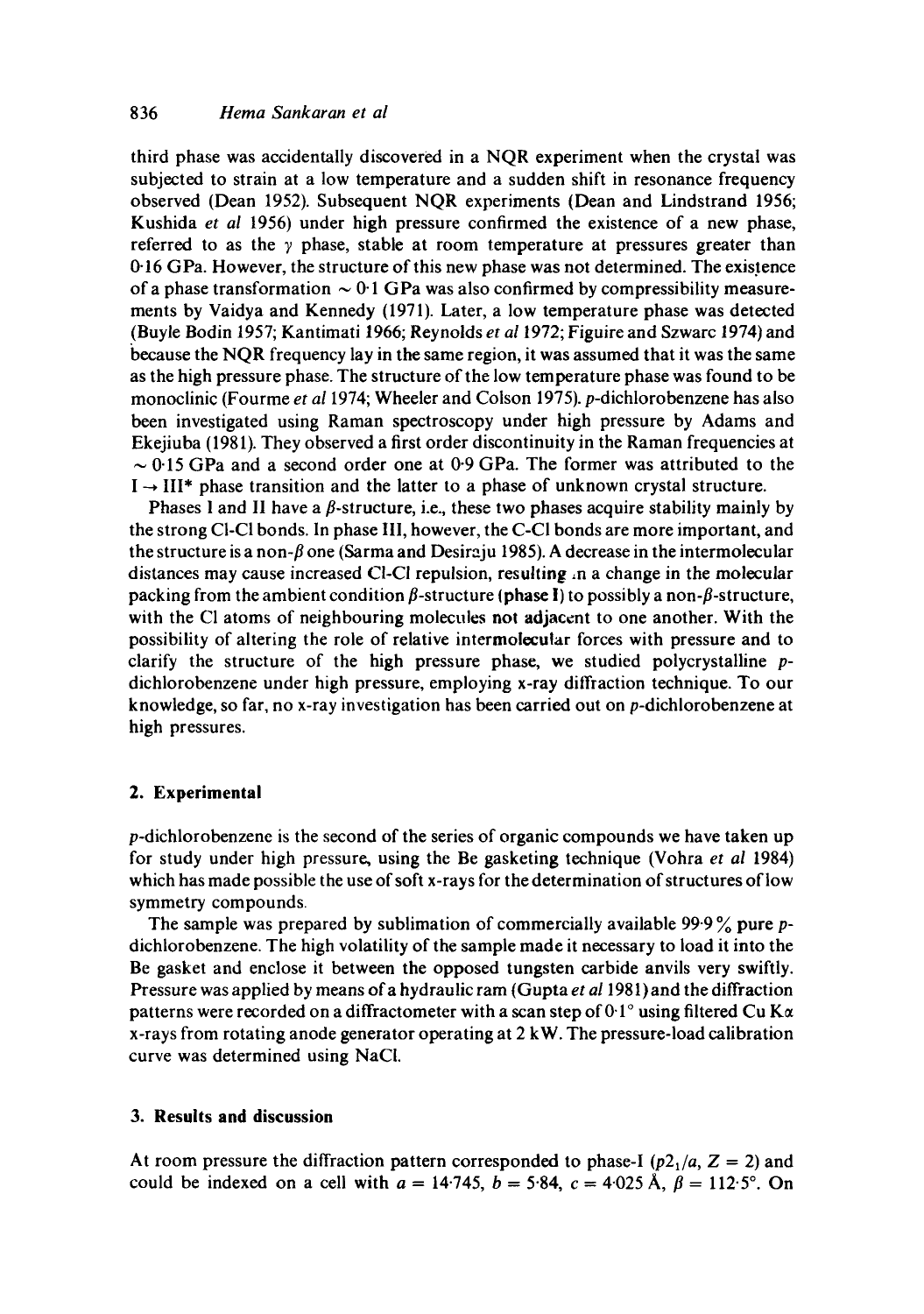third phase was accidentally discovered in a NQR experiment when the crystal was subjected to strain at a low temperature and a sudden shift in resonance frequency observed (Dean 1952). Subsequent NQR experiments (Dean and Lindstrand 1956; Kushida *et al* 1956) under high pressure confirmed the existence of a new phase, referred to as the $\gamma$ phase, stable at room temperature at pressures greater than 0·16 GPa. However, the structure of this new phase was not determined. The existence of a phase transformation $\sim$ 0·1 GPa was also confirmed by compressibility measurements by Vaidya and Kennedy (1971). Later, a low temperature phase was detected (Buyle Bodin 1957; Kantimati 1966; Reynolds *et al* 1972; Figuire and Szwarc 1974) and because the NQR frequency lay in the same region, it was assumed that it was the same as the high pressure phase. The structure of the low temperature phase was found to be monoclinic (Fourme *et al* 1974; Wheeler and Colson 1975). *p*-dichlorobenzene has also been investigated using Raman spectroscopy under high pressure by Adams and Ekejiuba (1981). They observed a first order discontinuity in the Raman frequencies at $\sim$ 0·15 GPa and a second order one at 0·9 GPa. The former was attributed to the I $\rightarrow$ III* phase transition and the latter to a phase of unknown crystal structure.

Phases I and II have a $\beta$-structure, i.e., these two phases acquire stability mainly by the strong Cl-Cl bonds. In phase III, however, the C-Cl bonds are more important, and the structure is a non-$\beta$ one (Sarma and Desiraju 1985). A decrease in the intermolecular distances may cause increased Cl-Cl repulsion, resulting in a change in the molecular packing from the ambient condition $\beta$-structure (phase I) to possibly a non-$\beta$-structure, with the Cl atoms of neighbouring molecules not adjacent to one another. With the possibility of altering the role of relative intermolecular forces with pressure and to clarify the structure of the high pressure phase, we studied polycrystalline *p*-dichlorobenzene under high pressure, employing x-ray diffraction technique. To our knowledge, so far, no x-ray investigation has been carried out on *p*-dichlorobenzene at high pressures.

## 2. Experimental

*p*-dichlorobenzene is the second of the series of organic compounds we have taken up for study under high pressure, using the Be gasketing technique (Vohra *et al* 1984) which has made possible the use of soft x-rays for the determination of structures of low symmetry compounds.

The sample was prepared by sublimation of commercially available 99·9% pure *p*-dichlorobenzene. The high volatility of the sample made it necessary to load it into the Be gasket and enclose it between the opposed tungsten carbide anvils very swiftly. Pressure was applied by means of a hydraulic ram (Gupta *et al* 1981) and the diffraction patterns were recorded on a diffractometer with a scan step of 0·1° using filtered Cu K$\alpha$ x-rays from rotating anode generator operating at 2 kW. The pressure-load calibration curve was determined using NaCl.

## 3. Results and discussion

At room pressure the diffraction pattern corresponded to phase-I ($p2_1/a$, $Z = 2$) and could be indexed on a cell with $a = 14{\cdot}745$, $b = 5{\cdot}84$, $c = 4{\cdot}025$ Å, $\beta = 112{\cdot}5°$. On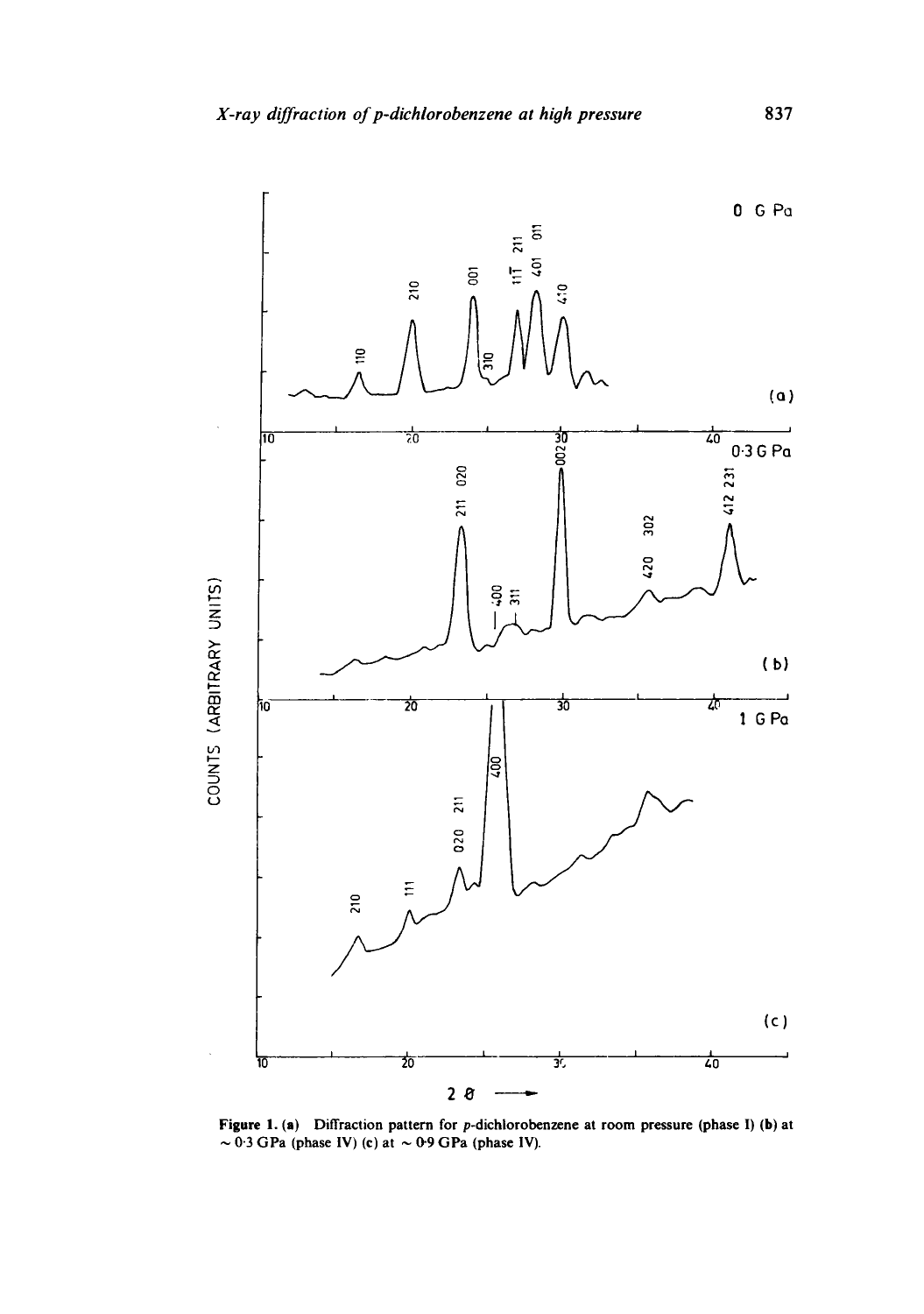Figure 1. (a) Diffraction pattern for p-dichlorobenzene at room pressure (phase I) (b) at ~ 0·3 GPa (phase IV) (c) at ~ 0·9 GPa (phase IV).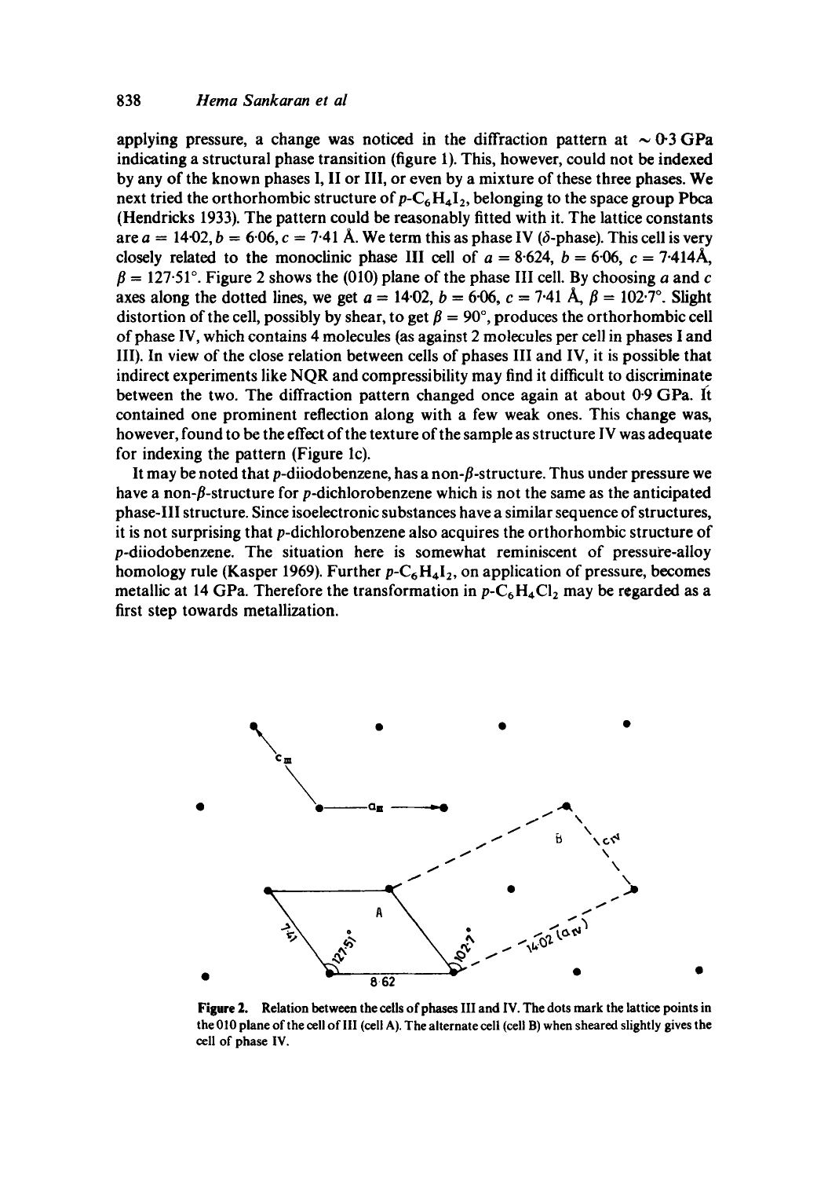applying pressure, a change was noticed in the diffraction pattern at $\sim 0.3$ GPa indicating a structural phase transition (figure 1). This, however, could not be indexed by any of the known phases I, II or III, or even by a mixture of these three phases. We next tried the orthorhombic structure of $p$-$C_6H_4I_2$, belonging to the space group Pbca (Hendricks 1933). The pattern could be reasonably fitted with it. The lattice constants are $a = 14.02$, $b = 6.06$, $c = 7.41$ Å. We term this as phase IV ($\delta$-phase). This cell is very closely related to the monoclinic phase III cell of $a = 8.624$, $b = 6.06$, $c = 7.414$ Å, $\beta = 127.51°$. Figure 2 shows the (010) plane of the phase III cell. By choosing $a$ and $c$ axes along the dotted lines, we get $a = 14.02$, $b = 6.06$, $c = 7.41$ Å, $\beta = 102.7°$. Slight distortion of the cell, possibly by shear, to get $\beta = 90°$, produces the orthorhombic cell of phase IV, which contains 4 molecules (as against 2 molecules per cell in phases I and III). In view of the close relation between cells of phases III and IV, it is possible that indirect experiments like NQR and compressibility may find it difficult to discriminate between the two. The diffraction pattern changed once again at about 0.9 GPa. It contained one prominent reflection along with a few weak ones. This change was, however, found to be the effect of the texture of the sample as structure IV was adequate for indexing the pattern (Figure 1c).

It may be noted that $p$-diiodobenzene, has a non-$\beta$-structure. Thus under pressure we have a non-$\beta$-structure for $p$-dichlorobenzene which is not the same as the anticipated phase-III structure. Since isoelectronic substances have a similar sequence of structures, it is not surprising that $p$-dichlorobenzene also acquires the orthorhombic structure of $p$-diiodobenzene. The situation here is somewhat reminiscent of pressure-alloy homology rule (Kasper 1969). Further $p$-$C_6H_4I_2$, on application of pressure, becomes metallic at 14 GPa. Therefore the transformation in $p$-$C_6H_4Cl_2$ may be regarded as a first step towards metallization.

**Figure 2.** Relation between the cells of phases III and IV. The dots mark the lattice points in the 010 plane of the cell of III (cell A). The alternate cell (cell B) when sheared slightly gives the cell of phase IV.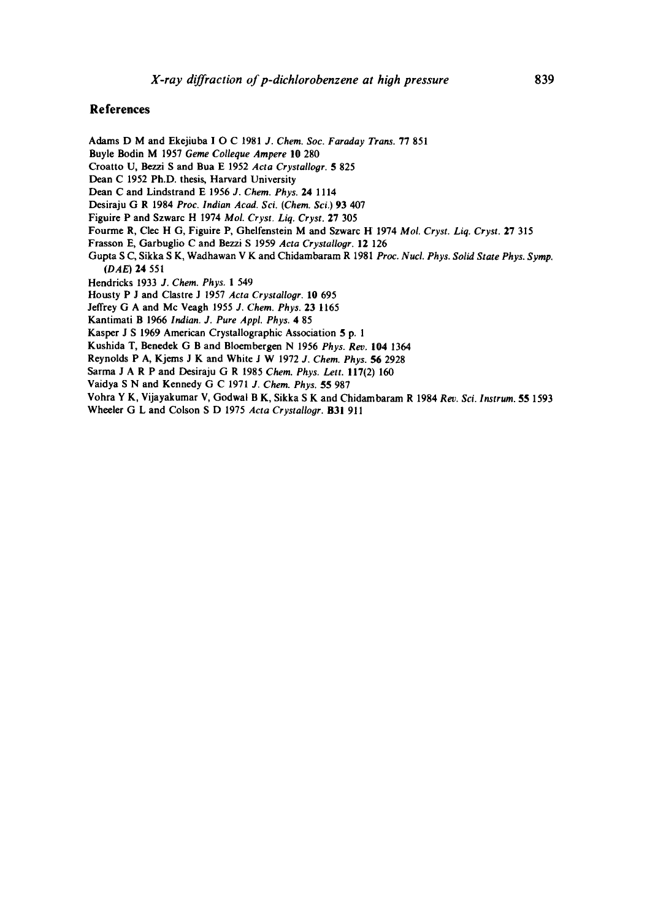## References

Adams D M and Ekejiuba I O C 1981 *J. Chem. Soc. Faraday Trans.* **77** 851

Buyle Bodin M 1957 *Geme Colleque Ampere* **10** 280

Croatto U, Bezzi S and Bua E 1952 *Acta Crystallogr.* **5** 825

Dean C 1952 Ph.D. thesis, Harvard University

Dean C and Lindstrand E 1956 *J. Chem. Phys.* **24** 1114

Desiraju G R 1984 *Proc. Indian Acad. Sci. (Chem. Sci.)* **93** 407

Figuire P and Szwarc H 1974 *Mol. Cryst. Liq. Cryst.* **27** 305

Fourme R, Clec H G, Figuire P, Ghelfenstein M and Szwarc H 1974 *Mol. Cryst. Liq. Cryst.* **27** 315

Frasson E, Garbuglio C and Bezzi S 1959 *Acta Crystallogr.* **12** 126

Gupta S C, Sikka S K, Wadhawan V K and Chidambaram R 1981 *Proc. Nucl. Phys. Solid State Phys. Symp. (DAE)* **24** 551

Hendricks 1933 *J. Chem. Phys.* **1** 549

Housty P J and Clastre J 1957 *Acta Crystallogr.* **10** 695

Jeffrey G A and Mc Veagh 1955 *J. Chem. Phys.* **23** 1165

Kantimati B 1966 *Indian. J. Pure Appl. Phys.* **4** 85

Kasper J S 1969 American Crystallographic Association **5** p. 1

Kushida T, Benedek G B and Bloembergen N 1956 *Phys. Rev.* **104** 1364

Reynolds P A, Kjems J K and White J W 1972 *J. Chem. Phys.* **56** 2928

Sarma J A R P and Desiraju G R 1985 *Chem. Phys. Lett.* **117**(2) 160

Vaidya S N and Kennedy G C 1971 *J. Chem. Phys.* **55** 987

Vohra Y K, Vijayakumar V, Godwal B K, Sikka S K and Chidambaram R 1984 *Rev. Sci. Instrum.* **55** 1593

Wheeler G L and Colson S D 1975 *Acta Crystallogr.* **B31** 911